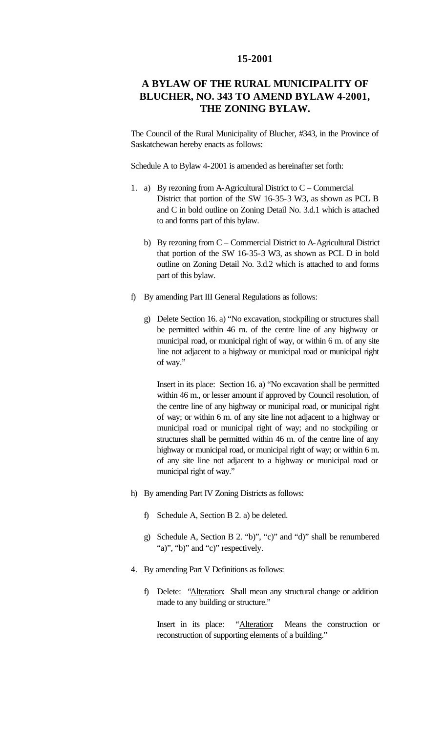**15-2001**

# A BYLAW OF THE RURAL MUNICIPALITY OF BLUCHER, NO. 343 TO AMEND BYLAW 4-2001, THE ZONING BYLAW.

The Council of the Rural Municipality of Blucher, #343, in the Province of Saskatchewan hereby enacts as follows:

Schedule A to Bylaw 4-2001 is amended as hereinafter set forth:

1. a) By rezoning from A-Agricultural District to C – Commercial District that portion of the SW 16-35-3 W3, as shown as PCL B and C in bold outline on Zoning Detail No. 3.d.1 which is attached to and forms part of this bylaw.

   b) By rezoning from C – Commercial District to A-Agricultural District that portion of the SW 16-35-3 W3, as shown as PCL D in bold outline on Zoning Detail No. 3.d.2 which is attached to and forms part of this bylaw.

f) By amending Part III General Regulations as follows:

   g) Delete Section 16. a) "No excavation, stockpiling or structures shall be permitted within 46 m. of the centre line of any highway or municipal road, or municipal right of way, or within 6 m. of any site line not adjacent to a highway or municipal road or municipal right of way."

   Insert in its place: Section 16. a) "No excavation shall be permitted within 46 m., or lesser amount if approved by Council resolution, of the centre line of any highway or municipal road, or municipal right of way; or within 6 m. of any site line not adjacent to a highway or municipal road or municipal right of way; and no stockpiling or structures shall be permitted within 46 m. of the centre line of any highway or municipal road, or municipal right of way; or within 6 m. of any site line not adjacent to a highway or municipal road or municipal right of way."

h) By amending Part IV Zoning Districts as follows:

   f) Schedule A, Section B 2. a) be deleted.

   g) Schedule A, Section B 2. "b)", "c)" and "d)" shall be renumbered "a)", "b)" and "c)" respectively.

4. By amending Part V Definitions as follows:

   f) Delete: "Alteration: Shall mean any structural change or addition made to any building or structure."

   Insert in its place: "Alteration: Means the construction or reconstruction of supporting elements of a building."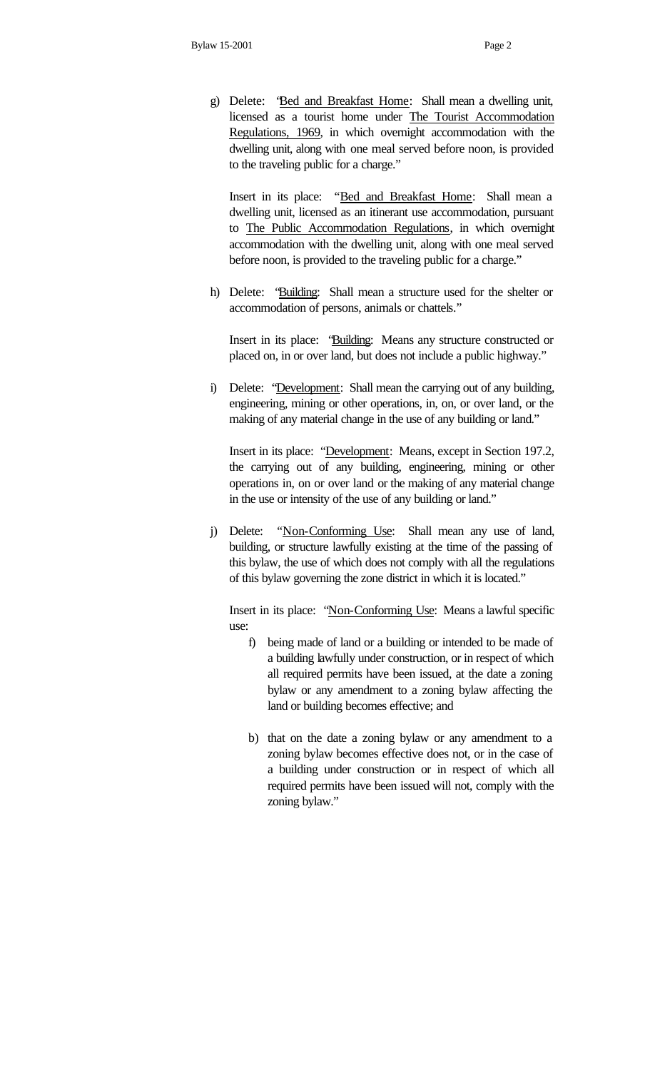g) Delete: "<u>Bed and Breakfast Home</u>: Shall mean a dwelling unit, licensed as a tourist home under <u>The Tourist Accommodation Regulations, 1969</u>, in which overnight accommodation with the dwelling unit, along with one meal served before noon, is provided to the traveling public for a charge."

   Insert in its place: "<u>Bed and Breakfast Home</u>: Shall mean a dwelling unit, licensed as an itinerant use accommodation, pursuant to <u>The Public Accommodation Regulations</u>, in which overnight accommodation with the dwelling unit, along with one meal served before noon, is provided to the traveling public for a charge."

h) Delete: "<u>Building</u>: Shall mean a structure used for the shelter or accommodation of persons, animals or chattels."

   Insert in its place: "<u>Building</u>: Means any structure constructed or placed on, in or over land, but does not include a public highway."

i) Delete: "<u>Development</u>: Shall mean the carrying out of any building, engineering, mining or other operations, in, on, or over land, or the making of any material change in the use of any building or land."

   Insert in its place: "<u>Development</u>: Means, except in Section 197.2, the carrying out of any building, engineering, mining or other operations in, on or over land or the making of any material change in the use or intensity of the use of any building or land."

j) Delete: "<u>Non-Conforming Use</u>: Shall mean any use of land, building, or structure lawfully existing at the time of the passing of this bylaw, the use of which does not comply with all the regulations of this bylaw governing the zone district in which it is located."

   Insert in its place: "<u>Non-Conforming Use</u>: Means a lawful specific use:

   f) being made of land or a building or intended to be made of a building lawfully under construction, or in respect of which all required permits have been issued, at the date a zoning bylaw or any amendment to a zoning bylaw affecting the land or building becomes effective; and

   b) that on the date a zoning bylaw or any amendment to a zoning bylaw becomes effective does not, or in the case of a building under construction or in respect of which all required permits have been issued will not, comply with the zoning bylaw."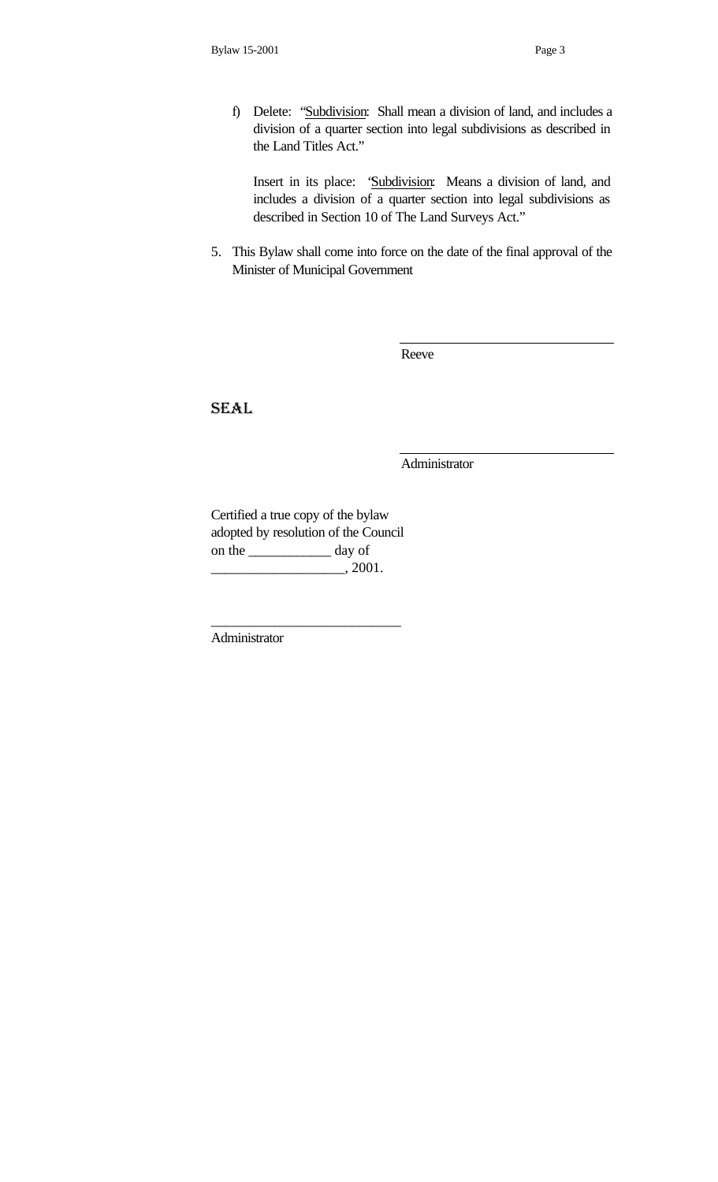f) Delete: "<u>Subdivision</u>: Shall mean a division of land, and includes a division of a quarter section into legal subdivisions as described in the Land Titles Act."

   Insert in its place: "<u>Subdivision</u>: Means a division of land, and includes a division of a quarter section into legal subdivisions as described in Section 10 of The Land Surveys Act."

5. This Bylaw shall come into force on the date of the final approval of the Minister of Municipal Government

\_\_\_\_\_\_\_\_\_\_\_\_\_\_\_\_\_\_\_\_\_\_\_\_\_\_\_\_\_\_\_\_
Reeve

**SEAL**

\_\_\_\_\_\_\_\_\_\_\_\_\_\_\_\_\_\_\_\_\_\_\_\_\_\_\_\_\_\_\_\_
Administrator

Certified a true copy of the bylaw adopted by resolution of the Council on the \_\_\_\_\_\_\_\_\_\_\_\_ day of \_\_\_\_\_\_\_\_\_\_\_\_\_\_\_\_\_\_\_\_, 2001.

\_\_\_\_\_\_\_\_\_\_\_\_\_\_\_\_\_\_\_\_\_\_\_\_\_\_\_\_
Administrator